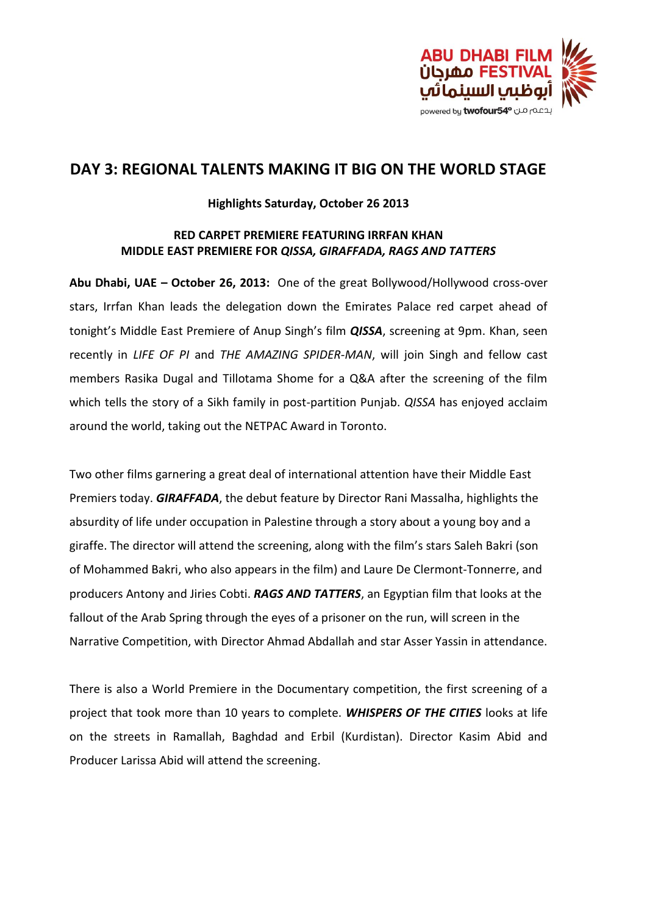ABU DHABI FILM FESTIVAL مهرجان أبوظبي السينمائي

powered by twofour54° بدعم من

# DAY 3: REGIONAL TALENTS MAKING IT BIG ON THE WORLD STAGE

**Highlights Saturday, October 26 2013**

**RED CARPET PREMIERE FEATURING IRRFAN KHAN**
**MIDDLE EAST PREMIERE FOR *QISSA, GIRAFFADA, RAGS AND TATTERS***

**Abu Dhabi, UAE – October 26, 2013:** One of the great Bollywood/Hollywood cross-over stars, Irrfan Khan leads the delegation down the Emirates Palace red carpet ahead of tonight's Middle East Premiere of Anup Singh's film ***QISSA***, screening at 9pm. Khan, seen recently in *LIFE OF PI* and *THE AMAZING SPIDER-MAN*, will join Singh and fellow cast members Rasika Dugal and Tillotama Shome for a Q&A after the screening of the film which tells the story of a Sikh family in post-partition Punjab. *QISSA* has enjoyed acclaim around the world, taking out the NETPAC Award in Toronto.

Two other films garnering a great deal of international attention have their Middle East Premiers today. ***GIRAFFADA***, the debut feature by Director Rani Massalha, highlights the absurdity of life under occupation in Palestine through a story about a young boy and a giraffe. The director will attend the screening, along with the film's stars Saleh Bakri (son of Mohammed Bakri, who also appears in the film) and Laure De Clermont-Tonnerre, and producers Antony and Jiries Cobti. ***RAGS AND TATTERS***, an Egyptian film that looks at the fallout of the Arab Spring through the eyes of a prisoner on the run, will screen in the Narrative Competition, with Director Ahmad Abdallah and star Asser Yassin in attendance.

There is also a World Premiere in the Documentary competition, the first screening of a project that took more than 10 years to complete. ***WHISPERS OF THE CITIES*** looks at life on the streets in Ramallah, Baghdad and Erbil (Kurdistan). Director Kasim Abid and Producer Larissa Abid will attend the screening.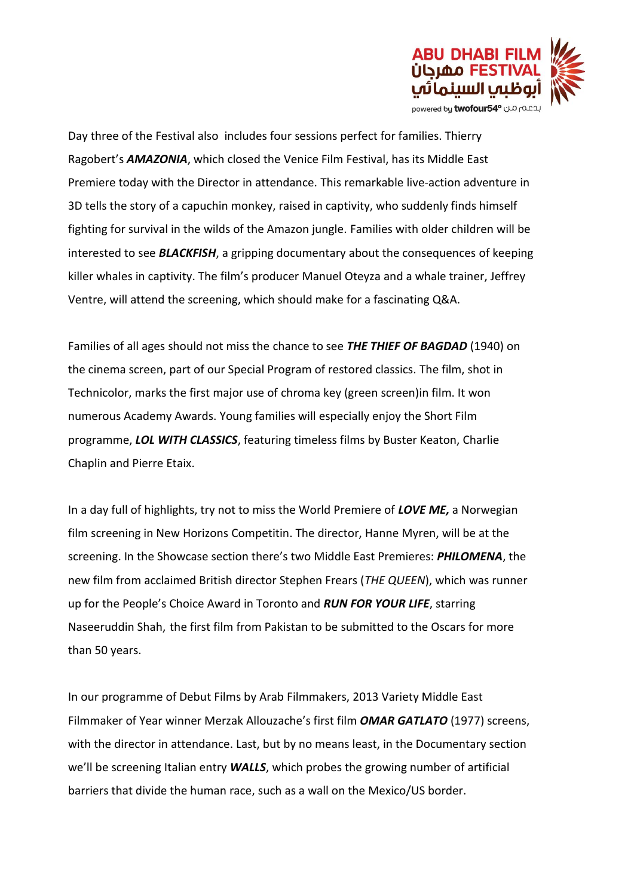Day three of the Festival also includes four sessions perfect for families. Thierry Ragobert's ***AMAZONIA***, which closed the Venice Film Festival, has its Middle East Premiere today with the Director in attendance. This remarkable live-action adventure in 3D tells the story of a capuchin monkey, raised in captivity, who suddenly finds himself fighting for survival in the wilds of the Amazon jungle. Families with older children will be interested to see ***BLACKFISH***, a gripping documentary about the consequences of keeping killer whales in captivity. The film's producer Manuel Oteyza and a whale trainer, Jeffrey Ventre, will attend the screening, which should make for a fascinating Q&A.

Families of all ages should not miss the chance to see ***THE THIEF OF BAGDAD*** (1940) on the cinema screen, part of our Special Program of restored classics. The film, shot in Technicolor, marks the first major use of chroma key (green screen)in film. It won numerous Academy Awards. Young families will especially enjoy the Short Film programme, ***LOL WITH CLASSICS***, featuring timeless films by Buster Keaton, Charlie Chaplin and Pierre Etaix.

In a day full of highlights, try not to miss the World Premiere of ***LOVE ME,*** a Norwegian film screening in New Horizons Competitin. The director, Hanne Myren, will be at the screening. In the Showcase section there's two Middle East Premieres: ***PHILOMENA***, the new film from acclaimed British director Stephen Frears (*THE QUEEN*), which was runner up for the People's Choice Award in Toronto and ***RUN FOR YOUR LIFE***, starring Naseeruddin Shah, the first film from Pakistan to be submitted to the Oscars for more than 50 years.

In our programme of Debut Films by Arab Filmmakers, 2013 Variety Middle East Filmmaker of Year winner Merzak Allouzache's first film ***OMAR GATLATO*** (1977) screens, with the director in attendance. Last, but by no means least, in the Documentary section we'll be screening Italian entry ***WALLS***, which probes the growing number of artificial barriers that divide the human race, such as a wall on the Mexico/US border.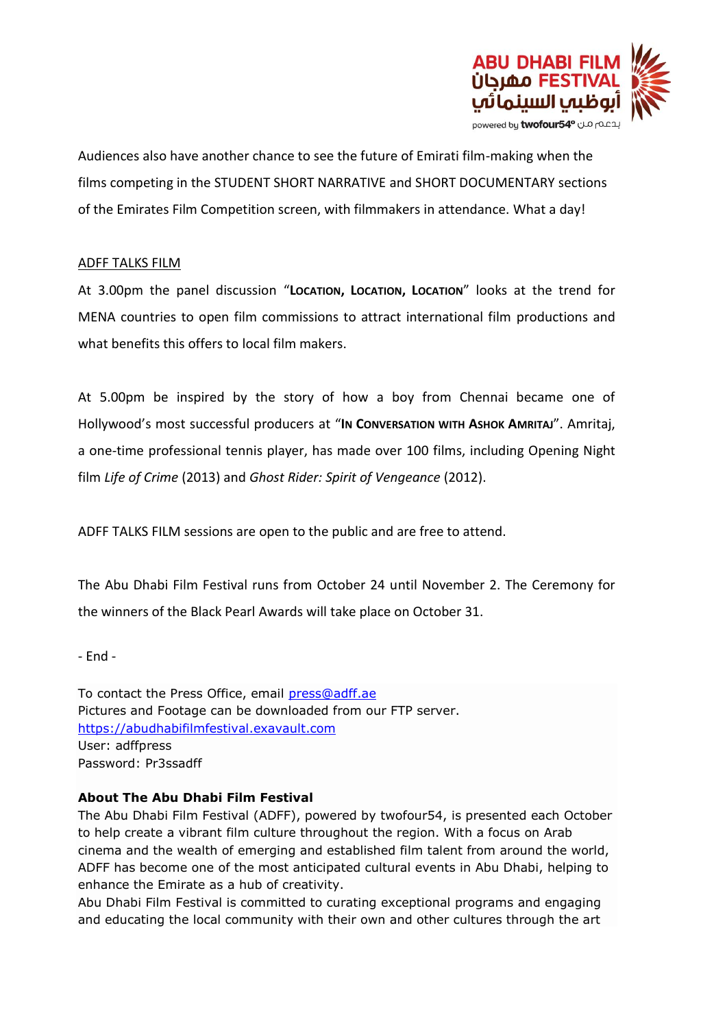Audiences also have another chance to see the future of Emirati film-making when the films competing in the STUDENT SHORT NARRATIVE and SHORT DOCUMENTARY sections of the Emirates Film Competition screen, with filmmakers in attendance. What a day!

ADFF TALKS FILM

At 3.00pm the panel discussion "**LOCATION, LOCATION, LOCATION**" looks at the trend for MENA countries to open film commissions to attract international film productions and what benefits this offers to local film makers.

At 5.00pm be inspired by the story of how a boy from Chennai became one of Hollywood's most successful producers at "**IN CONVERSATION WITH ASHOK AMRITAJ**". Amritaj, a one-time professional tennis player, has made over 100 films, including Opening Night film *Life of Crime* (2013) and *Ghost Rider: Spirit of Vengeance* (2012).

ADFF TALKS FILM sessions are open to the public and are free to attend.

The Abu Dhabi Film Festival runs from October 24 until November 2. The Ceremony for the winners of the Black Pearl Awards will take place on October 31.

- End -

To contact the Press Office, email press@adff.ae
Pictures and Footage can be downloaded from our FTP server.
https://abudhabifilmfestival.exavault.com
User: adffpress
Password: Pr3ssadff

**About The Abu Dhabi Film Festival**

The Abu Dhabi Film Festival (ADFF), powered by twofour54, is presented each October to help create a vibrant film culture throughout the region. With a focus on Arab cinema and the wealth of emerging and established film talent from around the world, ADFF has become one of the most anticipated cultural events in Abu Dhabi, helping to enhance the Emirate as a hub of creativity.

Abu Dhabi Film Festival is committed to curating exceptional programs and engaging and educating the local community with their own and other cultures through the art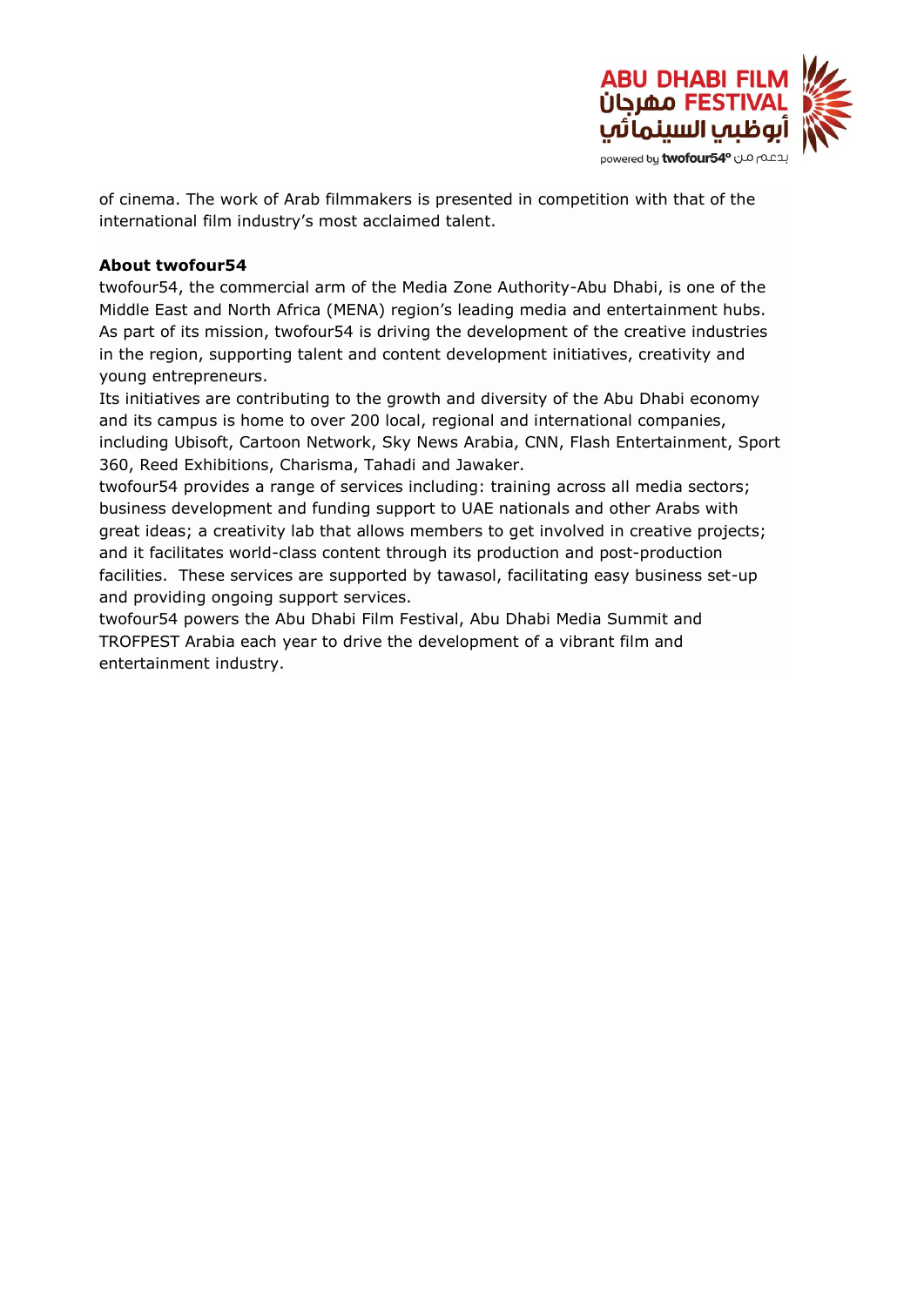of cinema. The work of Arab filmmakers is presented in competition with that of the international film industry's most acclaimed talent.

**About twofour54**

twofour54, the commercial arm of the Media Zone Authority-Abu Dhabi, is one of the Middle East and North Africa (MENA) region's leading media and entertainment hubs. As part of its mission, twofour54 is driving the development of the creative industries in the region, supporting talent and content development initiatives, creativity and young entrepreneurs.

Its initiatives are contributing to the growth and diversity of the Abu Dhabi economy and its campus is home to over 200 local, regional and international companies, including Ubisoft, Cartoon Network, Sky News Arabia, CNN, Flash Entertainment, Sport 360, Reed Exhibitions, Charisma, Tahadi and Jawaker.

twofour54 provides a range of services including: training across all media sectors; business development and funding support to UAE nationals and other Arabs with great ideas; a creativity lab that allows members to get involved in creative projects; and it facilitates world-class content through its production and post-production facilities. These services are supported by tawasol, facilitating easy business set-up and providing ongoing support services.

twofour54 powers the Abu Dhabi Film Festival, Abu Dhabi Media Summit and TROFPEST Arabia each year to drive the development of a vibrant film and entertainment industry.